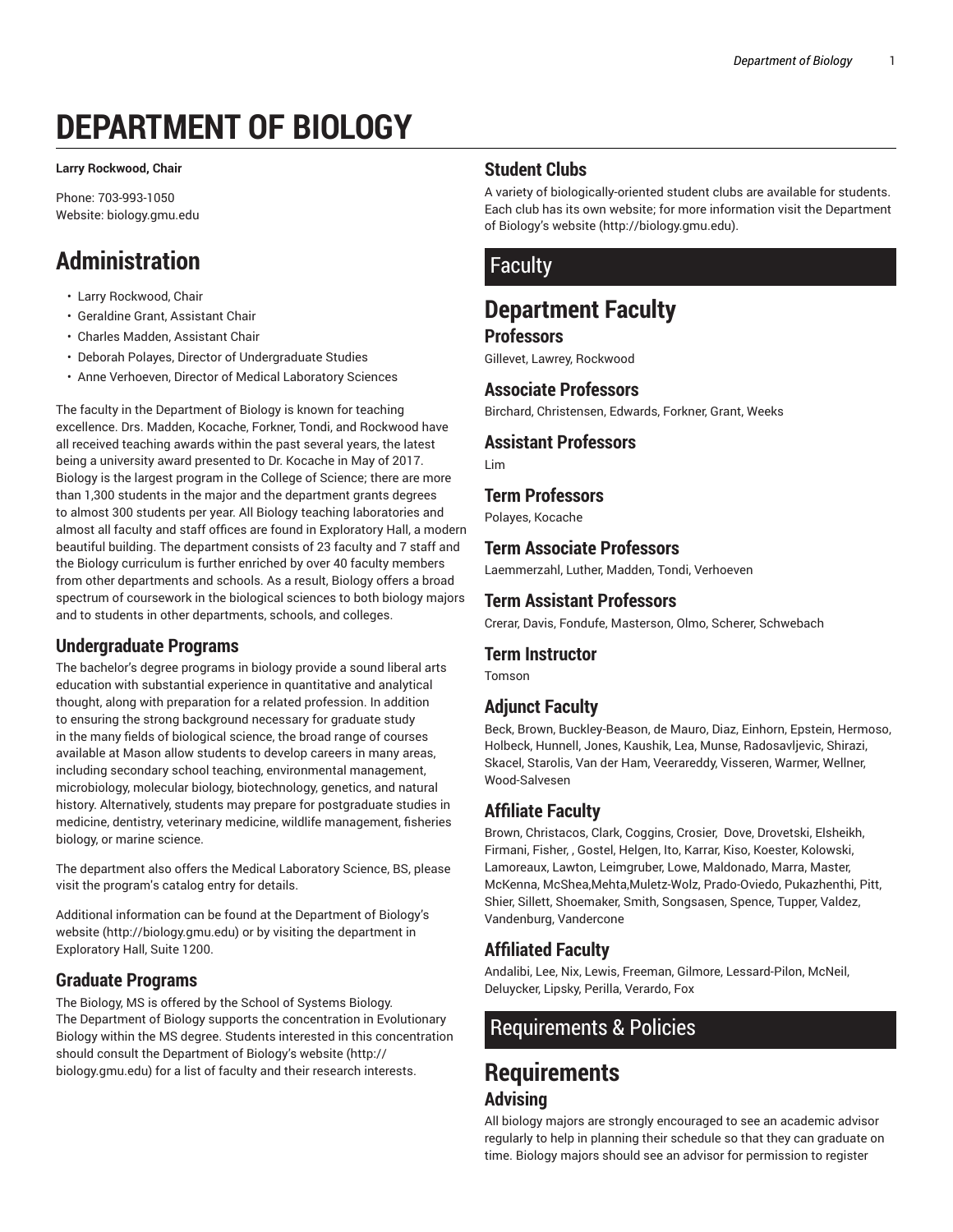# DEPARTMENT OF BIOLOGY

**Larry Rockwood, Chair**

Phone: 703-993-1050
Website: biology.gmu.edu

## Administration

- Larry Rockwood, Chair
- Geraldine Grant, Assistant Chair
- Charles Madden, Assistant Chair
- Deborah Polayes, Director of Undergraduate Studies
- Anne Verhoeven, Director of Medical Laboratory Sciences

The faculty in the Department of Biology is known for teaching excellence. Drs. Madden, Kocache, Forkner, Tondi, and Rockwood have all received teaching awards within the past several years, the latest being a university award presented to Dr. Kocache in May of 2017. Biology is the largest program in the College of Science; there are more than 1,300 students in the major and the department grants degrees to almost 300 students per year. All Biology teaching laboratories and almost all faculty and staff offices are found in Exploratory Hall, a modern beautiful building. The department consists of 23 faculty and 7 staff and the Biology curriculum is further enriched by over 40 faculty members from other departments and schools. As a result, Biology offers a broad spectrum of coursework in the biological sciences to both biology majors and to students in other departments, schools, and colleges.

### Undergraduate Programs

The bachelor's degree programs in biology provide a sound liberal arts education with substantial experience in quantitative and analytical thought, along with preparation for a related profession. In addition to ensuring the strong background necessary for graduate study in the many fields of biological science, the broad range of courses available at Mason allow students to develop careers in many areas, including secondary school teaching, environmental management, microbiology, molecular biology, biotechnology, genetics, and natural history. Alternatively, students may prepare for postgraduate studies in medicine, dentistry, veterinary medicine, wildlife management, fisheries biology, or marine science.

The department also offers the Medical Laboratory Science, BS, please visit the program's catalog entry for details.

Additional information can be found at the Department of Biology's website (http://biology.gmu.edu) or by visiting the department in Exploratory Hall, Suite 1200.

### Graduate Programs

The Biology, MS is offered by the School of Systems Biology. The Department of Biology supports the concentration in Evolutionary Biology within the MS degree. Students interested in this concentration should consult the Department of Biology's website (http://biology.gmu.edu) for a list of faculty and their research interests.

### Student Clubs

A variety of biologically-oriented student clubs are available for students. Each club has its own website; for more information visit the Department of Biology's website (http://biology.gmu.edu).

## Faculty

## Department Faculty

### Professors

Gillevet, Lawrey, Rockwood

### Associate Professors

Birchard, Christensen, Edwards, Forkner, Grant, Weeks

### Assistant Professors

Lim

### Term Professors

Polayes, Kocache

### Term Associate Professors

Laemmerzahl, Luther, Madden, Tondi, Verhoeven

### Term Assistant Professors

Crerar, Davis, Fondufe, Masterson, Olmo, Scherer, Schwebach

### Term Instructor

Tomson

### Adjunct Faculty

Beck, Brown, Buckley-Beason, de Mauro, Diaz, Einhorn, Epstein, Hermoso, Holbeck, Hunnell, Jones, Kaushik, Lea, Munse, Radosavljevic, Shirazi, Skacel, Starolis, Van der Ham, Veerareddy, Visseren, Warmer, Wellner, Wood-Salvesen

### Affiliate Faculty

Brown, Christacos, Clark, Coggins, Crosier, Dove, Drovetski, Elsheikh, Firmani, Fisher, , Gostel, Helgen, Ito, Karrar, Kiso, Koester, Kolowski, Lamoreaux, Lawton, Leimgruber, Lowe, Maldonado, Marra, Master, McKenna, McShea,Mehta,Muletz-Wolz, Prado-Oviedo, Pukazhenthi, Pitt, Shier, Sillett, Shoemaker, Smith, Songsasen, Spence, Tupper, Valdez, Vandenburg, Vandercone

### Affiliated Faculty

Andalibi, Lee, Nix, Lewis, Freeman, Gilmore, Lessard-Pilon, McNeil, Deluycker, Lipsky, Perilla, Verardo, Fox

## Requirements & Policies

## Requirements

### Advising

All biology majors are strongly encouraged to see an academic advisor regularly to help in planning their schedule so that they can graduate on time. Biology majors should see an advisor for permission to register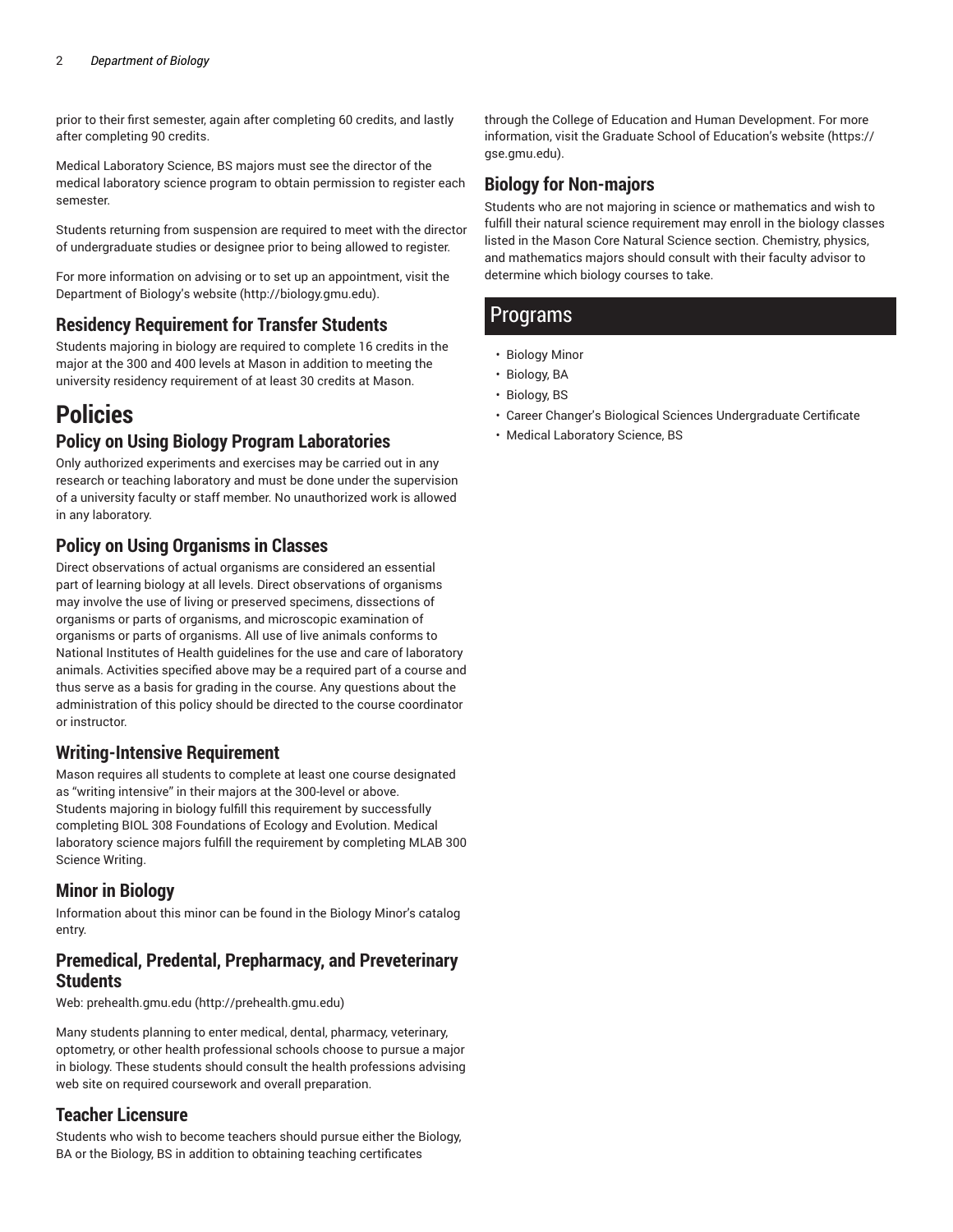prior to their first semester, again after completing 60 credits, and lastly after completing 90 credits.

Medical Laboratory Science, BS majors must see the director of the medical laboratory science program to obtain permission to register each semester.

Students returning from suspension are required to meet with the director of undergraduate studies or designee prior to being allowed to register.

For more information on advising or to set up an appointment, visit the Department of Biology's website (http://biology.gmu.edu).

### Residency Requirement for Transfer Students

Students majoring in biology are required to complete 16 credits in the major at the 300 and 400 levels at Mason in addition to meeting the university residency requirement of at least 30 credits at Mason.

## Policies

### Policy on Using Biology Program Laboratories

Only authorized experiments and exercises may be carried out in any research or teaching laboratory and must be done under the supervision of a university faculty or staff member. No unauthorized work is allowed in any laboratory.

### Policy on Using Organisms in Classes

Direct observations of actual organisms are considered an essential part of learning biology at all levels. Direct observations of organisms may involve the use of living or preserved specimens, dissections of organisms or parts of organisms, and microscopic examination of organisms or parts of organisms. All use of live animals conforms to National Institutes of Health guidelines for the use and care of laboratory animals. Activities specified above may be a required part of a course and thus serve as a basis for grading in the course. Any questions about the administration of this policy should be directed to the course coordinator or instructor.

### Writing-Intensive Requirement

Mason requires all students to complete at least one course designated as "writing intensive" in their majors at the 300-level or above. Students majoring in biology fulfill this requirement by successfully completing BIOL 308 Foundations of Ecology and Evolution. Medical laboratory science majors fulfill the requirement by completing MLAB 300 Science Writing.

### Minor in Biology

Information about this minor can be found in the Biology Minor's catalog entry.

### Premedical, Predental, Prepharmacy, and Preveterinary Students

Web: prehealth.gmu.edu (http://prehealth.gmu.edu)

Many students planning to enter medical, dental, pharmacy, veterinary, optometry, or other health professional schools choose to pursue a major in biology. These students should consult the health professions advising web site on required coursework and overall preparation.

### Teacher Licensure

Students who wish to become teachers should pursue either the Biology, BA or the Biology, BS in addition to obtaining teaching certificates through the College of Education and Human Development. For more information, visit the Graduate School of Education's website (https://gse.gmu.edu).

### Biology for Non-majors

Students who are not majoring in science or mathematics and wish to fulfill their natural science requirement may enroll in the biology classes listed in the Mason Core Natural Science section. Chemistry, physics, and mathematics majors should consult with their faculty advisor to determine which biology courses to take.

## Programs

- Biology Minor
- Biology, BA
- Biology, BS
- Career Changer's Biological Sciences Undergraduate Certificate
- Medical Laboratory Science, BS